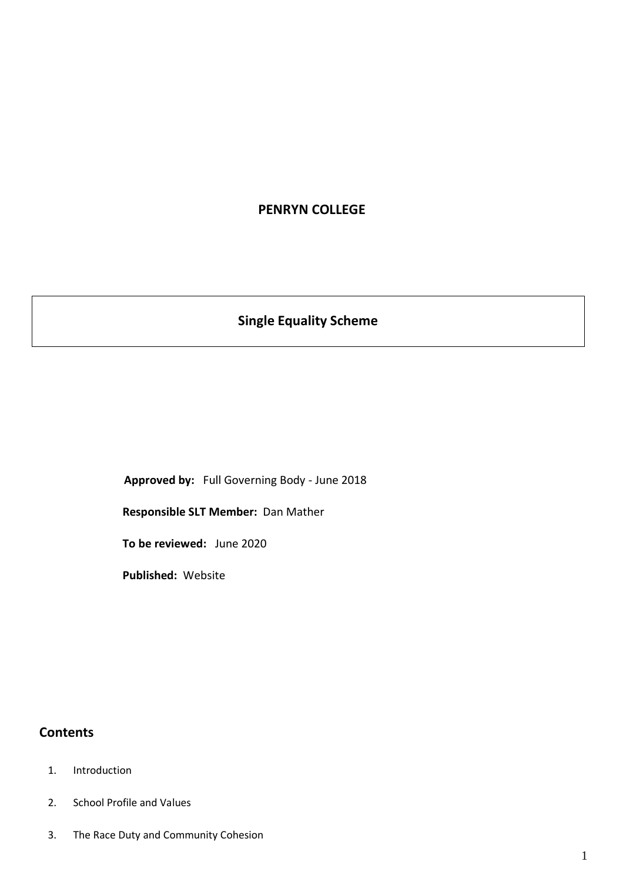# PENRYN COLLEGE

## Single Equality Scheme

**Approved by:** Full Governing Body - June 2018

**Responsible SLT Member:** Dan Mather

**To be reviewed:** June 2020

**Published:** Website

## Contents

1. Introduction
2. School Profile and Values
3. The Race Duty and Community Cohesion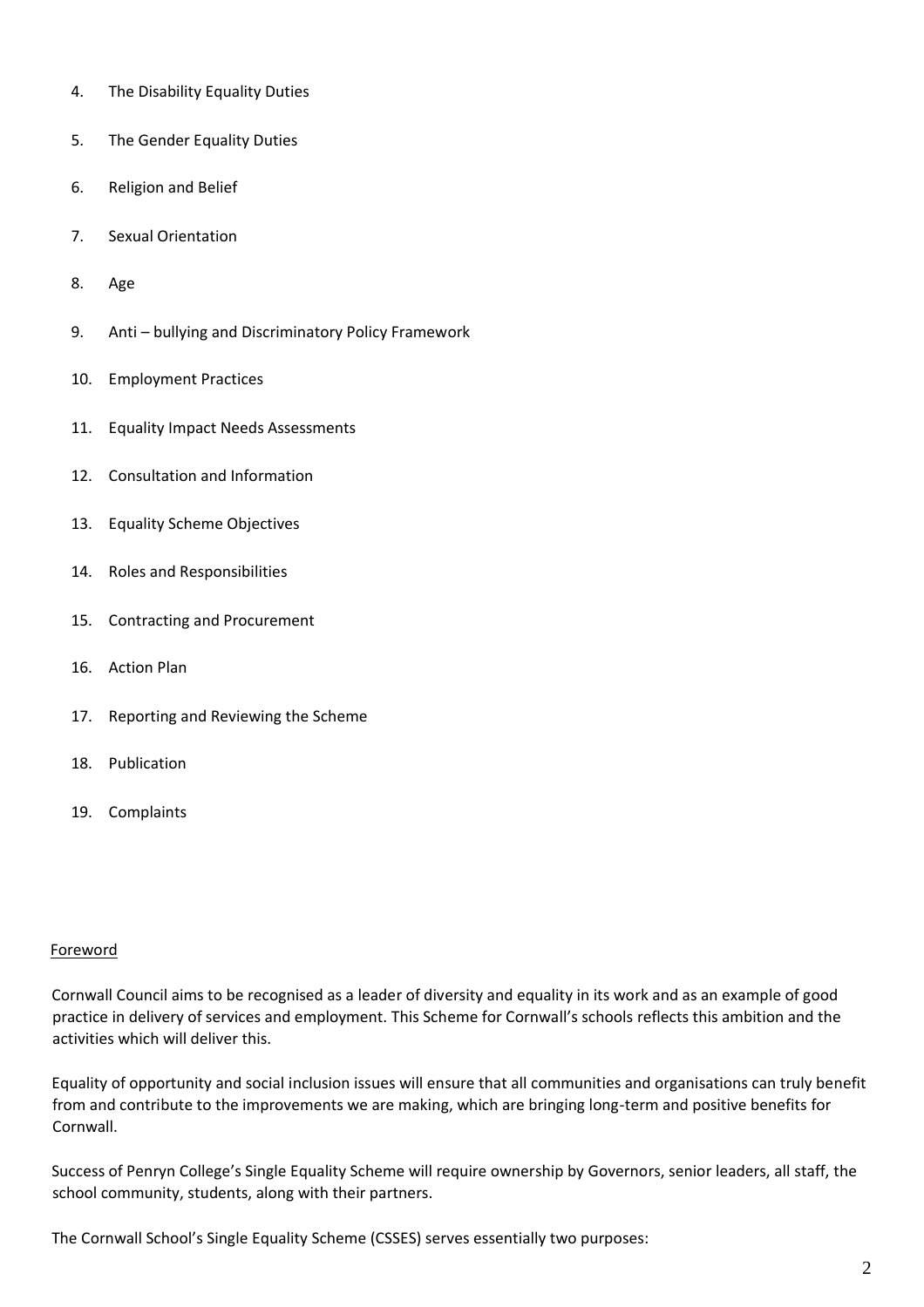4. The Disability Equality Duties
5. The Gender Equality Duties
6. Religion and Belief
7. Sexual Orientation
8. Age
9. Anti – bullying and Discriminatory Policy Framework
10. Employment Practices
11. Equality Impact Needs Assessments
12. Consultation and Information
13. Equality Scheme Objectives
14. Roles and Responsibilities
15. Contracting and Procurement
16. Action Plan
17. Reporting and Reviewing the Scheme
18. Publication
19. Complaints

## Foreword

Cornwall Council aims to be recognised as a leader of diversity and equality in its work and as an example of good practice in delivery of services and employment. This Scheme for Cornwall's schools reflects this ambition and the activities which will deliver this.

Equality of opportunity and social inclusion issues will ensure that all communities and organisations can truly benefit from and contribute to the improvements we are making, which are bringing long-term and positive benefits for Cornwall.

Success of Penryn College's Single Equality Scheme will require ownership by Governors, senior leaders, all staff, the school community, students, along with their partners.

The Cornwall School's Single Equality Scheme (CSSES) serves essentially two purposes: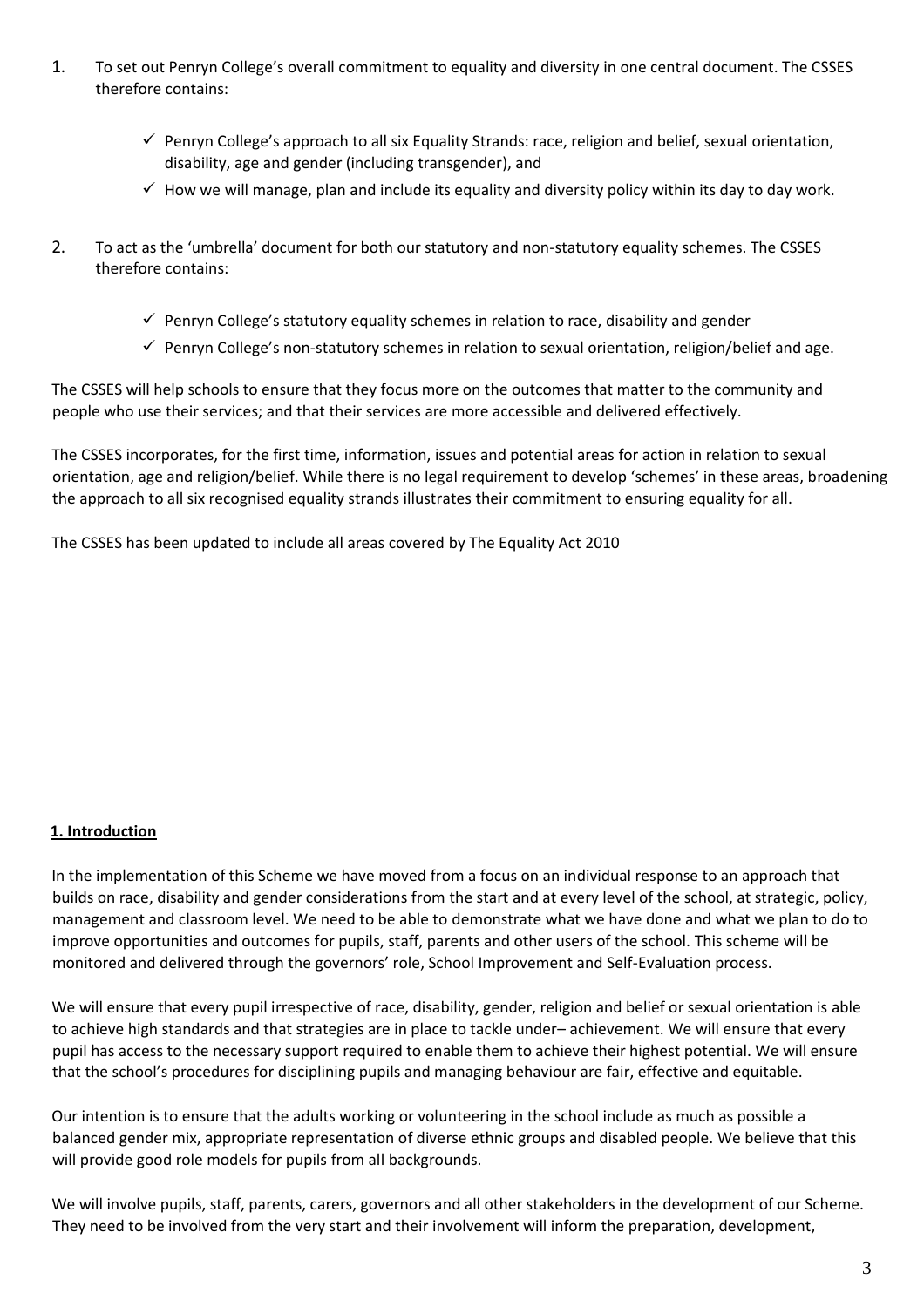1. To set out Penryn College's overall commitment to equality and diversity in one central document. The CSSES therefore contains:

    - ✓ Penryn College's approach to all six Equality Strands: race, religion and belief, sexual orientation, disability, age and gender (including transgender), and
    - ✓ How we will manage, plan and include its equality and diversity policy within its day to day work.

2. To act as the 'umbrella' document for both our statutory and non-statutory equality schemes. The CSSES therefore contains:

    - ✓ Penryn College's statutory equality schemes in relation to race, disability and gender
    - ✓ Penryn College's non-statutory schemes in relation to sexual orientation, religion/belief and age.

The CSSES will help schools to ensure that they focus more on the outcomes that matter to the community and people who use their services; and that their services are more accessible and delivered effectively.

The CSSES incorporates, for the first time, information, issues and potential areas for action in relation to sexual orientation, age and religion/belief. While there is no legal requirement to develop 'schemes' in these areas, broadening the approach to all six recognised equality strands illustrates their commitment to ensuring equality for all.

The CSSES has been updated to include all areas covered by The Equality Act 2010

## 1. Introduction

In the implementation of this Scheme we have moved from a focus on an individual response to an approach that builds on race, disability and gender considerations from the start and at every level of the school, at strategic, policy, management and classroom level. We need to be able to demonstrate what we have done and what we plan to do to improve opportunities and outcomes for pupils, staff, parents and other users of the school. This scheme will be monitored and delivered through the governors' role, School Improvement and Self-Evaluation process.

We will ensure that every pupil irrespective of race, disability, gender, religion and belief or sexual orientation is able to achieve high standards and that strategies are in place to tackle under– achievement. We will ensure that every pupil has access to the necessary support required to enable them to achieve their highest potential. We will ensure that the school's procedures for disciplining pupils and managing behaviour are fair, effective and equitable.

Our intention is to ensure that the adults working or volunteering in the school include as much as possible a balanced gender mix, appropriate representation of diverse ethnic groups and disabled people. We believe that this will provide good role models for pupils from all backgrounds.

We will involve pupils, staff, parents, carers, governors and all other stakeholders in the development of our Scheme. They need to be involved from the very start and their involvement will inform the preparation, development,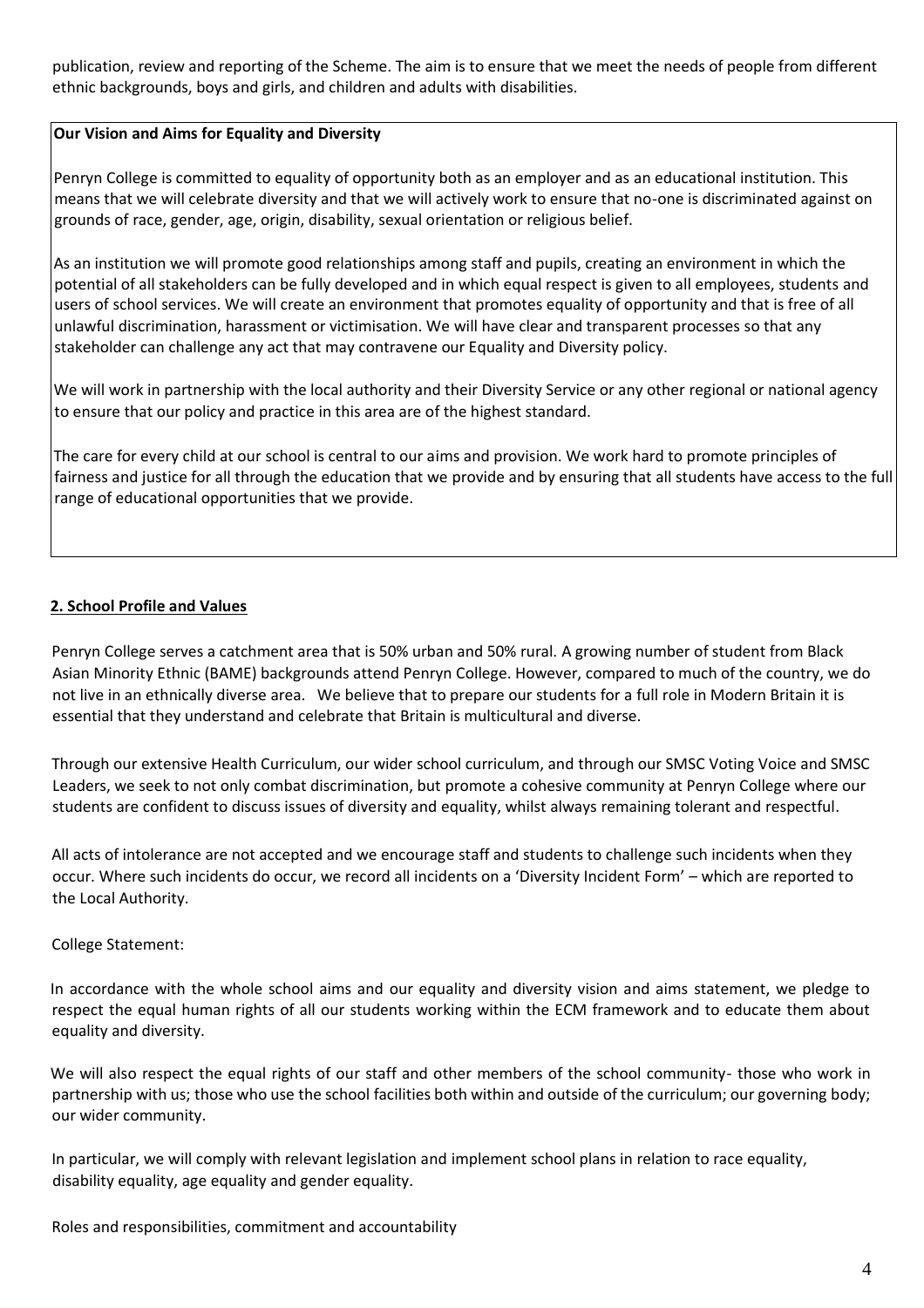publication, review and reporting of the Scheme. The aim is to ensure that we meet the needs of people from different ethnic backgrounds, boys and girls, and children and adults with disabilities.

**Our Vision and Aims for Equality and Diversity**

Penryn College is committed to equality of opportunity both as an employer and as an educational institution. This means that we will celebrate diversity and that we will actively work to ensure that no-one is discriminated against on grounds of race, gender, age, origin, disability, sexual orientation or religious belief.

As an institution we will promote good relationships among staff and pupils, creating an environment in which the potential of all stakeholders can be fully developed and in which equal respect is given to all employees, students and users of school services. We will create an environment that promotes equality of opportunity and that is free of all unlawful discrimination, harassment or victimisation. We will have clear and transparent processes so that any stakeholder can challenge any act that may contravene our Equality and Diversity policy.

We will work in partnership with the local authority and their Diversity Service or any other regional or national agency to ensure that our policy and practice in this area are of the highest standard.

The care for every child at our school is central to our aims and provision. We work hard to promote principles of fairness and justice for all through the education that we provide and by ensuring that all students have access to the full range of educational opportunities that we provide.

## 2. School Profile and Values

Penryn College serves a catchment area that is 50% urban and 50% rural. A growing number of student from Black Asian Minority Ethnic (BAME) backgrounds attend Penryn College. However, compared to much of the country, we do not live in an ethnically diverse area. We believe that to prepare our students for a full role in Modern Britain it is essential that they understand and celebrate that Britain is multicultural and diverse.

Through our extensive Health Curriculum, our wider school curriculum, and through our SMSC Voting Voice and SMSC Leaders, we seek to not only combat discrimination, but promote a cohesive community at Penryn College where our students are confident to discuss issues of diversity and equality, whilst always remaining tolerant and respectful.

All acts of intolerance are not accepted and we encourage staff and students to challenge such incidents when they occur. Where such incidents do occur, we record all incidents on a 'Diversity Incident Form' – which are reported to the Local Authority.

College Statement:

In accordance with the whole school aims and our equality and diversity vision and aims statement, we pledge to respect the equal human rights of all our students working within the ECM framework and to educate them about equality and diversity.

We will also respect the equal rights of our staff and other members of the school community- those who work in partnership with us; those who use the school facilities both within and outside of the curriculum; our governing body; our wider community.

In particular, we will comply with relevant legislation and implement school plans in relation to race equality, disability equality, age equality and gender equality.

Roles and responsibilities, commitment and accountability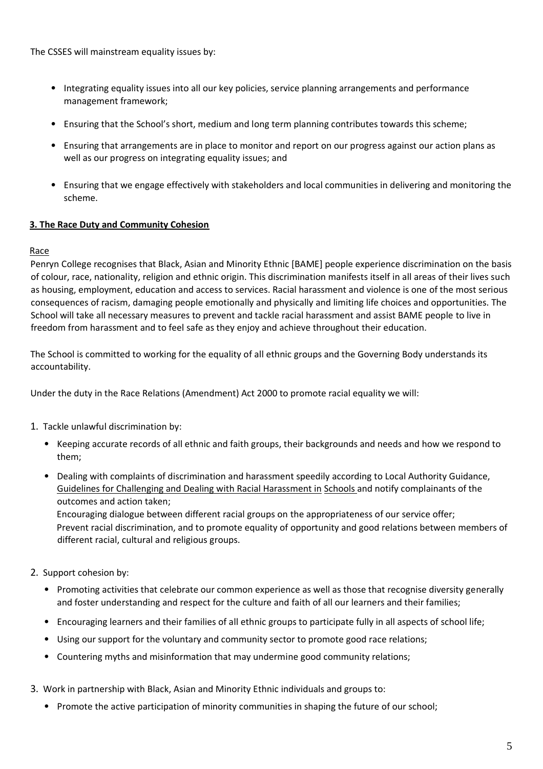The CSSES will mainstream equality issues by:

- Integrating equality issues into all our key policies, service planning arrangements and performance management framework;
- Ensuring that the School's short, medium and long term planning contributes towards this scheme;
- Ensuring that arrangements are in place to monitor and report on our progress against our action plans as well as our progress on integrating equality issues; and
- Ensuring that we engage effectively with stakeholders and local communities in delivering and monitoring the scheme.

## 3. The Race Duty and Community Cohesion

Race

Penryn College recognises that Black, Asian and Minority Ethnic [BAME] people experience discrimination on the basis of colour, race, nationality, religion and ethnic origin. This discrimination manifests itself in all areas of their lives such as housing, employment, education and access to services. Racial harassment and violence is one of the most serious consequences of racism, damaging people emotionally and physically and limiting life choices and opportunities. The School will take all necessary measures to prevent and tackle racial harassment and assist BAME people to live in freedom from harassment and to feel safe as they enjoy and achieve throughout their education.

The School is committed to working for the equality of all ethnic groups and the Governing Body understands its accountability.

Under the duty in the Race Relations (Amendment) Act 2000 to promote racial equality we will:

1. Tackle unlawful discrimination by:
   - Keeping accurate records of all ethnic and faith groups, their backgrounds and needs and how we respond to them;
   - Dealing with complaints of discrimination and harassment speedily according to Local Authority Guidance, Guidelines for Challenging and Dealing with Racial Harassment in Schools and notify complainants of the outcomes and action taken;
     Encouraging dialogue between different racial groups on the appropriateness of our service offer;
     Prevent racial discrimination, and to promote equality of opportunity and good relations between members of different racial, cultural and religious groups.

2. Support cohesion by:
   - Promoting activities that celebrate our common experience as well as those that recognise diversity generally and foster understanding and respect for the culture and faith of all our learners and their families;
   - Encouraging learners and their families of all ethnic groups to participate fully in all aspects of school life;
   - Using our support for the voluntary and community sector to promote good race relations;
   - Countering myths and misinformation that may undermine good community relations;

3. Work in partnership with Black, Asian and Minority Ethnic individuals and groups to:
   - Promote the active participation of minority communities in shaping the future of our school;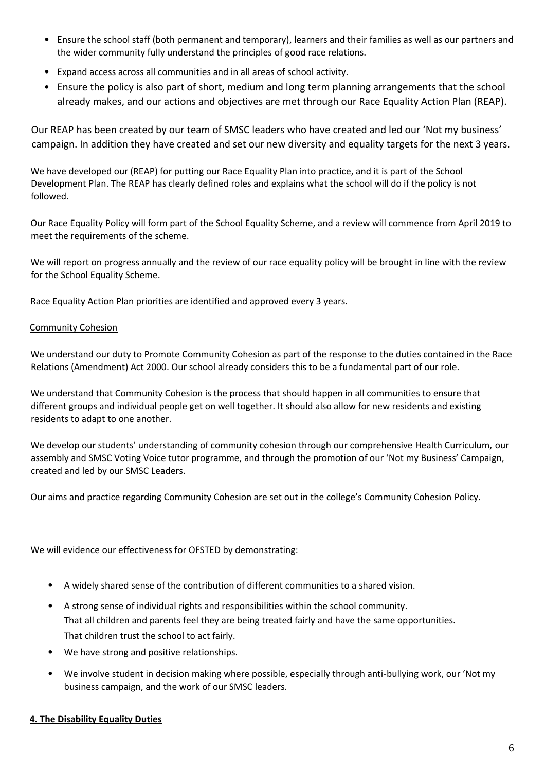- Ensure the school staff (both permanent and temporary), learners and their families as well as our partners and the wider community fully understand the principles of good race relations.
- Expand access across all communities and in all areas of school activity.
- Ensure the policy is also part of short, medium and long term planning arrangements that the school already makes, and our actions and objectives are met through our Race Equality Action Plan (REAP).

Our REAP has been created by our team of SMSC leaders who have created and led our 'Not my business' campaign. In addition they have created and set our new diversity and equality targets for the next 3 years.

We have developed our (REAP) for putting our Race Equality Plan into practice, and it is part of the School Development Plan. The REAP has clearly defined roles and explains what the school will do if the policy is not followed.

Our Race Equality Policy will form part of the School Equality Scheme, and a review will commence from April 2019 to meet the requirements of the scheme.

We will report on progress annually and the review of our race equality policy will be brought in line with the review for the School Equality Scheme.

Race Equality Action Plan priorities are identified and approved every 3 years.

Community Cohesion

We understand our duty to Promote Community Cohesion as part of the response to the duties contained in the Race Relations (Amendment) Act 2000. Our school already considers this to be a fundamental part of our role.

We understand that Community Cohesion is the process that should happen in all communities to ensure that different groups and individual people get on well together. It should also allow for new residents and existing residents to adapt to one another.

We develop our students' understanding of community cohesion through our comprehensive Health Curriculum, our assembly and SMSC Voting Voice tutor programme, and through the promotion of our 'Not my Business' Campaign, created and led by our SMSC Leaders.

Our aims and practice regarding Community Cohesion are set out in the college's Community Cohesion Policy.

We will evidence our effectiveness for OFSTED by demonstrating:

- A widely shared sense of the contribution of different communities to a shared vision.
- A strong sense of individual rights and responsibilities within the school community.
  That all children and parents feel they are being treated fairly and have the same opportunities.
  That children trust the school to act fairly.
- We have strong and positive relationships.
- We involve student in decision making where possible, especially through anti-bullying work, our 'Not my business campaign, and the work of our SMSC leaders.

## 4. The Disability Equality Duties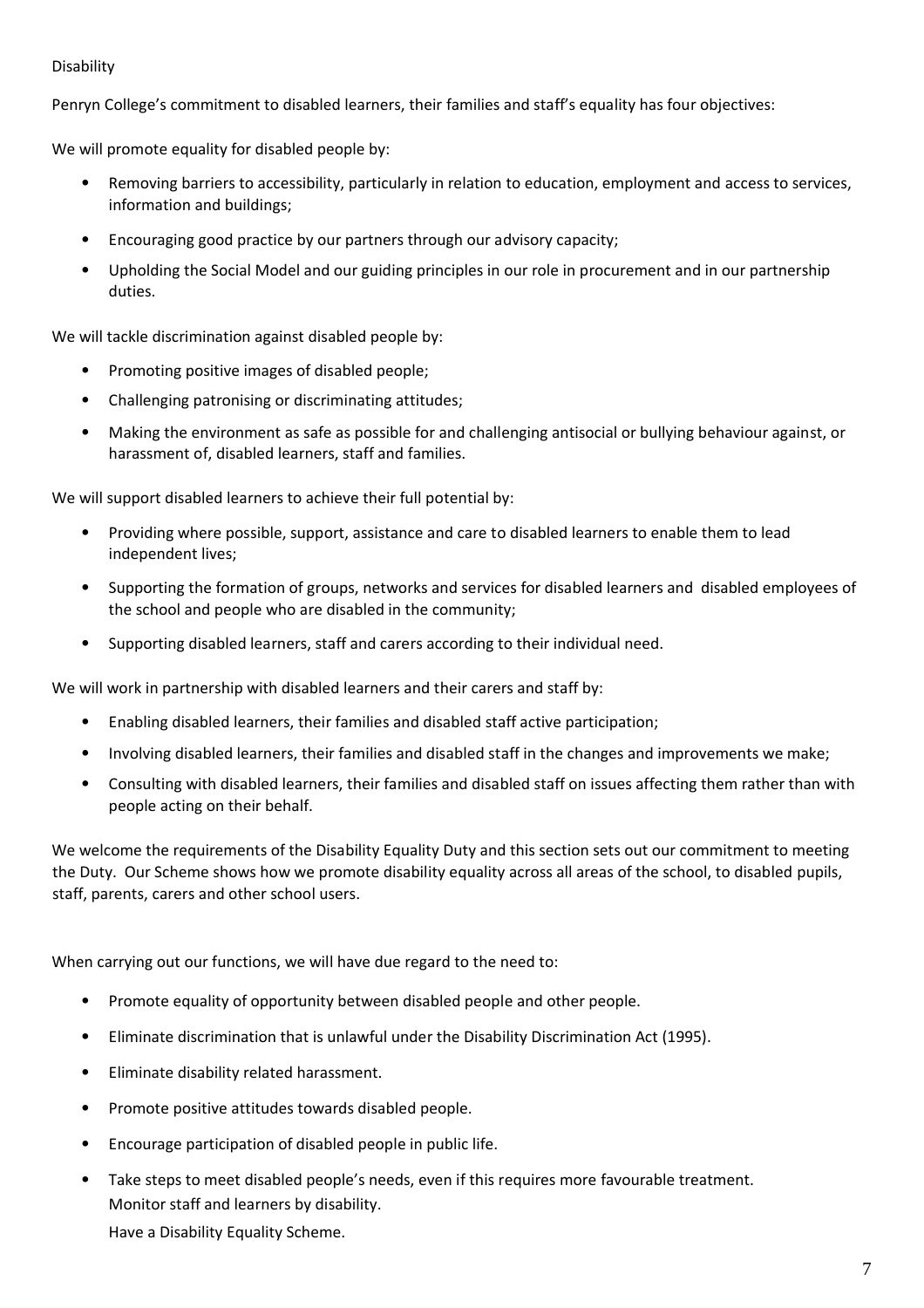## Disability

Penryn College's commitment to disabled learners, their families and staff's equality has four objectives:

We will promote equality for disabled people by:

- Removing barriers to accessibility, particularly in relation to education, employment and access to services, information and buildings;
- Encouraging good practice by our partners through our advisory capacity;
- Upholding the Social Model and our guiding principles in our role in procurement and in our partnership duties.

We will tackle discrimination against disabled people by:

- Promoting positive images of disabled people;
- Challenging patronising or discriminating attitudes;
- Making the environment as safe as possible for and challenging antisocial or bullying behaviour against, or harassment of, disabled learners, staff and families.

We will support disabled learners to achieve their full potential by:

- Providing where possible, support, assistance and care to disabled learners to enable them to lead independent lives;
- Supporting the formation of groups, networks and services for disabled learners and disabled employees of the school and people who are disabled in the community;
- Supporting disabled learners, staff and carers according to their individual need.

We will work in partnership with disabled learners and their carers and staff by:

- Enabling disabled learners, their families and disabled staff active participation;
- Involving disabled learners, their families and disabled staff in the changes and improvements we make;
- Consulting with disabled learners, their families and disabled staff on issues affecting them rather than with people acting on their behalf.

We welcome the requirements of the Disability Equality Duty and this section sets out our commitment to meeting the Duty. Our Scheme shows how we promote disability equality across all areas of the school, to disabled pupils, staff, parents, carers and other school users.

When carrying out our functions, we will have due regard to the need to:

- Promote equality of opportunity between disabled people and other people.
- Eliminate discrimination that is unlawful under the Disability Discrimination Act (1995).
- Eliminate disability related harassment.
- Promote positive attitudes towards disabled people.
- Encourage participation of disabled people in public life.
- Take steps to meet disabled people's needs, even if this requires more favourable treatment. Monitor staff and learners by disability. Have a Disability Equality Scheme.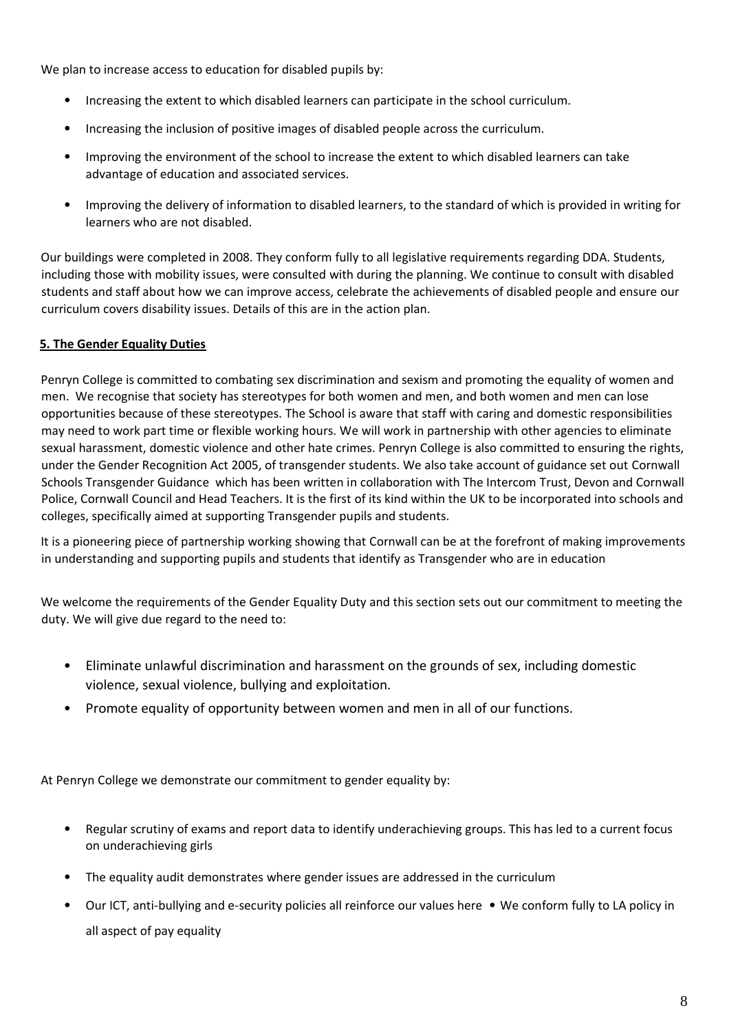We plan to increase access to education for disabled pupils by:

- Increasing the extent to which disabled learners can participate in the school curriculum.
- Increasing the inclusion of positive images of disabled people across the curriculum.
- Improving the environment of the school to increase the extent to which disabled learners can take advantage of education and associated services.
- Improving the delivery of information to disabled learners, to the standard of which is provided in writing for learners who are not disabled.

Our buildings were completed in 2008. They conform fully to all legislative requirements regarding DDA. Students, including those with mobility issues, were consulted with during the planning. We continue to consult with disabled students and staff about how we can improve access, celebrate the achievements of disabled people and ensure our curriculum covers disability issues. Details of this are in the action plan.

## 5. The Gender Equality Duties

Penryn College is committed to combating sex discrimination and sexism and promoting the equality of women and men. We recognise that society has stereotypes for both women and men, and both women and men can lose opportunities because of these stereotypes. The School is aware that staff with caring and domestic responsibilities may need to work part time or flexible working hours. We will work in partnership with other agencies to eliminate sexual harassment, domestic violence and other hate crimes. Penryn College is also committed to ensuring the rights, under the Gender Recognition Act 2005, of transgender students. We also take account of guidance set out Cornwall Schools Transgender Guidance which has been written in collaboration with The Intercom Trust, Devon and Cornwall Police, Cornwall Council and Head Teachers. It is the first of its kind within the UK to be incorporated into schools and colleges, specifically aimed at supporting Transgender pupils and students.

It is a pioneering piece of partnership working showing that Cornwall can be at the forefront of making improvements in understanding and supporting pupils and students that identify as Transgender who are in education

We welcome the requirements of the Gender Equality Duty and this section sets out our commitment to meeting the duty. We will give due regard to the need to:

- Eliminate unlawful discrimination and harassment on the grounds of sex, including domestic violence, sexual violence, bullying and exploitation.
- Promote equality of opportunity between women and men in all of our functions.

At Penryn College we demonstrate our commitment to gender equality by:

- Regular scrutiny of exams and report data to identify underachieving groups. This has led to a current focus on underachieving girls
- The equality audit demonstrates where gender issues are addressed in the curriculum
- Our ICT, anti-bullying and e-security policies all reinforce our values here • We conform fully to LA policy in all aspect of pay equality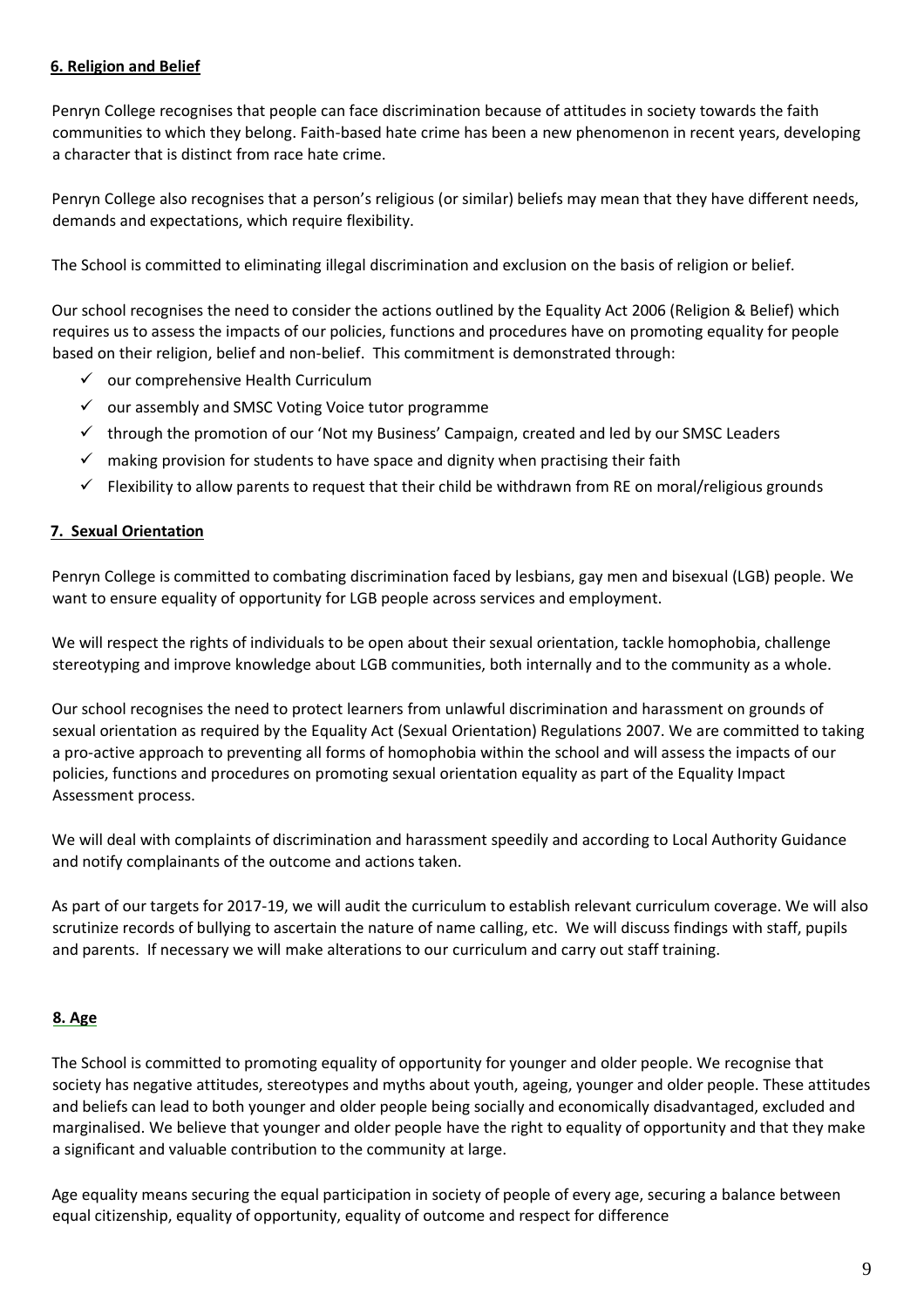## 6. Religion and Belief

Penryn College recognises that people can face discrimination because of attitudes in society towards the faith communities to which they belong. Faith-based hate crime has been a new phenomenon in recent years, developing a character that is distinct from race hate crime.

Penryn College also recognises that a person's religious (or similar) beliefs may mean that they have different needs, demands and expectations, which require flexibility.

The School is committed to eliminating illegal discrimination and exclusion on the basis of religion or belief.

Our school recognises the need to consider the actions outlined by the Equality Act 2006 (Religion & Belief) which requires us to assess the impacts of our policies, functions and procedures have on promoting equality for people based on their religion, belief and non-belief. This commitment is demonstrated through:

- ✓ our comprehensive Health Curriculum
- ✓ our assembly and SMSC Voting Voice tutor programme
- ✓ through the promotion of our 'Not my Business' Campaign, created and led by our SMSC Leaders
- ✓ making provision for students to have space and dignity when practising their faith
- ✓ Flexibility to allow parents to request that their child be withdrawn from RE on moral/religious grounds

## 7. Sexual Orientation

Penryn College is committed to combating discrimination faced by lesbians, gay men and bisexual (LGB) people. We want to ensure equality of opportunity for LGB people across services and employment.

We will respect the rights of individuals to be open about their sexual orientation, tackle homophobia, challenge stereotyping and improve knowledge about LGB communities, both internally and to the community as a whole.

Our school recognises the need to protect learners from unlawful discrimination and harassment on grounds of sexual orientation as required by the Equality Act (Sexual Orientation) Regulations 2007. We are committed to taking a pro-active approach to preventing all forms of homophobia within the school and will assess the impacts of our policies, functions and procedures on promoting sexual orientation equality as part of the Equality Impact Assessment process.

We will deal with complaints of discrimination and harassment speedily and according to Local Authority Guidance and notify complainants of the outcome and actions taken.

As part of our targets for 2017-19, we will audit the curriculum to establish relevant curriculum coverage. We will also scrutinize records of bullying to ascertain the nature of name calling, etc. We will discuss findings with staff, pupils and parents. If necessary we will make alterations to our curriculum and carry out staff training.

## 8. Age

The School is committed to promoting equality of opportunity for younger and older people. We recognise that society has negative attitudes, stereotypes and myths about youth, ageing, younger and older people. These attitudes and beliefs can lead to both younger and older people being socially and economically disadvantaged, excluded and marginalised. We believe that younger and older people have the right to equality of opportunity and that they make a significant and valuable contribution to the community at large.

Age equality means securing the equal participation in society of people of every age, securing a balance between equal citizenship, equality of opportunity, equality of outcome and respect for difference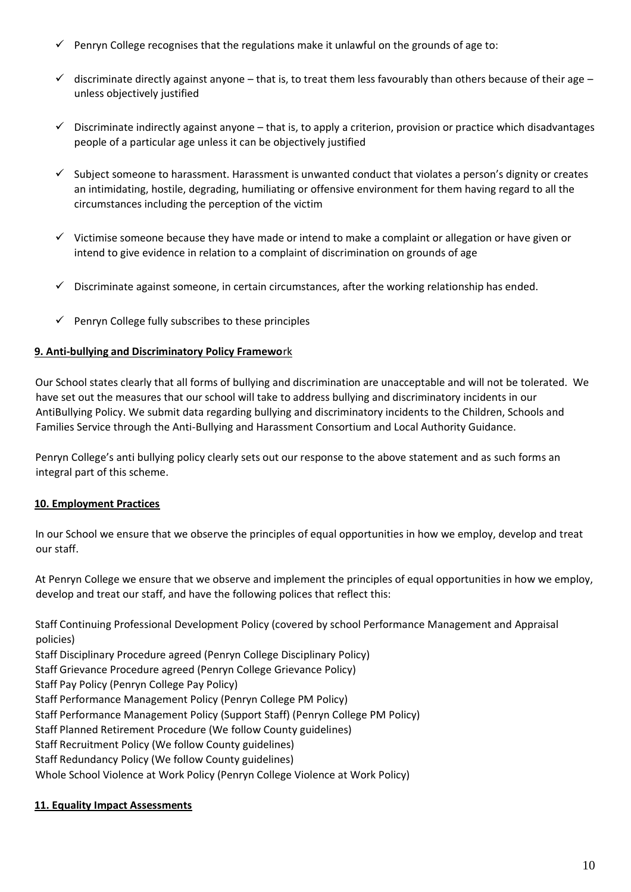- ✓ Penryn College recognises that the regulations make it unlawful on the grounds of age to:
- ✓ discriminate directly against anyone – that is, to treat them less favourably than others because of their age – unless objectively justified
- ✓ Discriminate indirectly against anyone – that is, to apply a criterion, provision or practice which disadvantages people of a particular age unless it can be objectively justified
- ✓ Subject someone to harassment. Harassment is unwanted conduct that violates a person's dignity or creates an intimidating, hostile, degrading, humiliating or offensive environment for them having regard to all the circumstances including the perception of the victim
- ✓ Victimise someone because they have made or intend to make a complaint or allegation or have given or intend to give evidence in relation to a complaint of discrimination on grounds of age
- ✓ Discriminate against someone, in certain circumstances, after the working relationship has ended.
- ✓ Penryn College fully subscribes to these principles

## 9. Anti-bullying and Discriminatory Policy Framework

Our School states clearly that all forms of bullying and discrimination are unacceptable and will not be tolerated. We have set out the measures that our school will take to address bullying and discriminatory incidents in our AntiBullying Policy. We submit data regarding bullying and discriminatory incidents to the Children, Schools and Families Service through the Anti-Bullying and Harassment Consortium and Local Authority Guidance.

Penryn College's anti bullying policy clearly sets out our response to the above statement and as such forms an integral part of this scheme.

## 10. Employment Practices

In our School we ensure that we observe the principles of equal opportunities in how we employ, develop and treat our staff.

At Penryn College we ensure that we observe and implement the principles of equal opportunities in how we employ, develop and treat our staff, and have the following polices that reflect this:

Staff Continuing Professional Development Policy (covered by school Performance Management and Appraisal policies)
Staff Disciplinary Procedure agreed (Penryn College Disciplinary Policy)
Staff Grievance Procedure agreed (Penryn College Grievance Policy)
Staff Pay Policy (Penryn College Pay Policy)
Staff Performance Management Policy (Penryn College PM Policy)
Staff Performance Management Policy (Support Staff) (Penryn College PM Policy)
Staff Planned Retirement Procedure (We follow County guidelines)
Staff Recruitment Policy (We follow County guidelines)
Staff Redundancy Policy (We follow County guidelines)
Whole School Violence at Work Policy (Penryn College Violence at Work Policy)

## 11. Equality Impact Assessments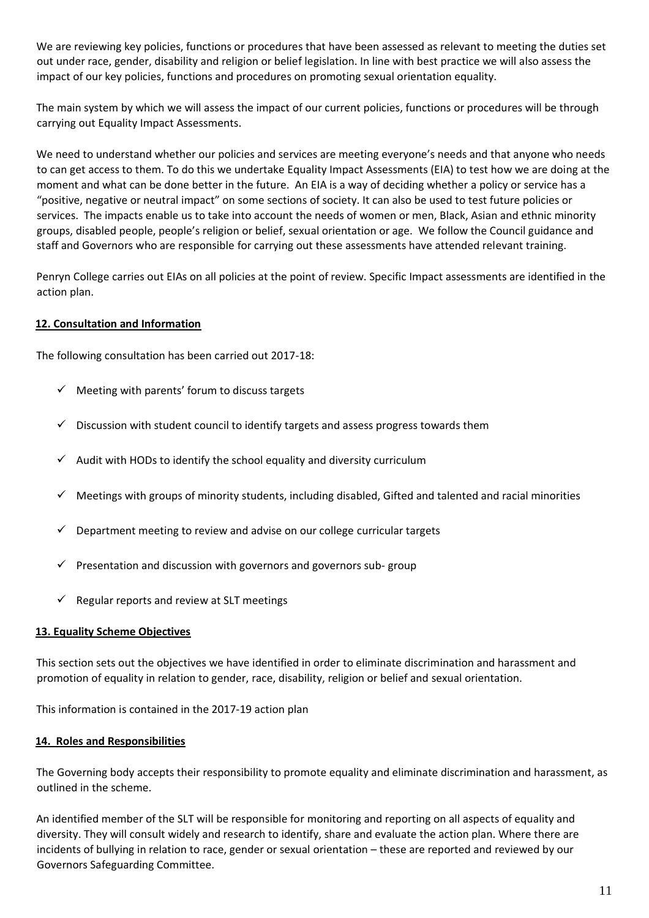We are reviewing key policies, functions or procedures that have been assessed as relevant to meeting the duties set out under race, gender, disability and religion or belief legislation. In line with best practice we will also assess the impact of our key policies, functions and procedures on promoting sexual orientation equality.

The main system by which we will assess the impact of our current policies, functions or procedures will be through carrying out Equality Impact Assessments.

We need to understand whether our policies and services are meeting everyone's needs and that anyone who needs to can get access to them. To do this we undertake Equality Impact Assessments (EIA) to test how we are doing at the moment and what can be done better in the future. An EIA is a way of deciding whether a policy or service has a "positive, negative or neutral impact" on some sections of society. It can also be used to test future policies or services. The impacts enable us to take into account the needs of women or men, Black, Asian and ethnic minority groups, disabled people, people's religion or belief, sexual orientation or age. We follow the Council guidance and staff and Governors who are responsible for carrying out these assessments have attended relevant training.

Penryn College carries out EIAs on all policies at the point of review. Specific Impact assessments are identified in the action plan.

## 12. Consultation and Information

The following consultation has been carried out 2017-18:

- ✓ Meeting with parents' forum to discuss targets
- ✓ Discussion with student council to identify targets and assess progress towards them
- ✓ Audit with HODs to identify the school equality and diversity curriculum
- ✓ Meetings with groups of minority students, including disabled, Gifted and talented and racial minorities
- ✓ Department meeting to review and advise on our college curricular targets
- ✓ Presentation and discussion with governors and governors sub- group
- ✓ Regular reports and review at SLT meetings

## 13. Equality Scheme Objectives

This section sets out the objectives we have identified in order to eliminate discrimination and harassment and promotion of equality in relation to gender, race, disability, religion or belief and sexual orientation.

This information is contained in the 2017-19 action plan

## 14. Roles and Responsibilities

The Governing body accepts their responsibility to promote equality and eliminate discrimination and harassment, as outlined in the scheme.

An identified member of the SLT will be responsible for monitoring and reporting on all aspects of equality and diversity. They will consult widely and research to identify, share and evaluate the action plan. Where there are incidents of bullying in relation to race, gender or sexual orientation – these are reported and reviewed by our Governors Safeguarding Committee.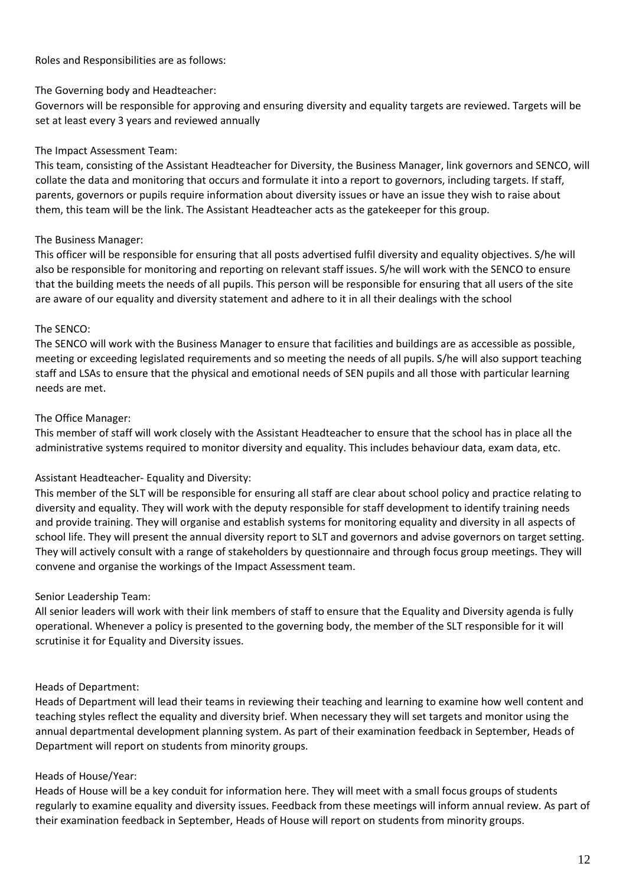Roles and Responsibilities are as follows:

The Governing body and Headteacher:

Governors will be responsible for approving and ensuring diversity and equality targets are reviewed. Targets will be set at least every 3 years and reviewed annually

The Impact Assessment Team:

This team, consisting of the Assistant Headteacher for Diversity, the Business Manager, link governors and SENCO, will collate the data and monitoring that occurs and formulate it into a report to governors, including targets. If staff, parents, governors or pupils require information about diversity issues or have an issue they wish to raise about them, this team will be the link. The Assistant Headteacher acts as the gatekeeper for this group.

The Business Manager:

This officer will be responsible for ensuring that all posts advertised fulfil diversity and equality objectives. S/he will also be responsible for monitoring and reporting on relevant staff issues. S/he will work with the SENCO to ensure that the building meets the needs of all pupils. This person will be responsible for ensuring that all users of the site are aware of our equality and diversity statement and adhere to it in all their dealings with the school

The SENCO:

The SENCO will work with the Business Manager to ensure that facilities and buildings are as accessible as possible, meeting or exceeding legislated requirements and so meeting the needs of all pupils. S/he will also support teaching staff and LSAs to ensure that the physical and emotional needs of SEN pupils and all those with particular learning needs are met.

The Office Manager:

This member of staff will work closely with the Assistant Headteacher to ensure that the school has in place all the administrative systems required to monitor diversity and equality. This includes behaviour data, exam data, etc.

Assistant Headteacher- Equality and Diversity:

This member of the SLT will be responsible for ensuring all staff are clear about school policy and practice relating to diversity and equality. They will work with the deputy responsible for staff development to identify training needs and provide training. They will organise and establish systems for monitoring equality and diversity in all aspects of school life. They will present the annual diversity report to SLT and governors and advise governors on target setting. They will actively consult with a range of stakeholders by questionnaire and through focus group meetings. They will convene and organise the workings of the Impact Assessment team.

Senior Leadership Team:

All senior leaders will work with their link members of staff to ensure that the Equality and Diversity agenda is fully operational. Whenever a policy is presented to the governing body, the member of the SLT responsible for it will scrutinise it for Equality and Diversity issues.

Heads of Department:

Heads of Department will lead their teams in reviewing their teaching and learning to examine how well content and teaching styles reflect the equality and diversity brief. When necessary they will set targets and monitor using the annual departmental development planning system. As part of their examination feedback in September, Heads of Department will report on students from minority groups.

Heads of House/Year:

Heads of House will be a key conduit for information here. They will meet with a small focus groups of students regularly to examine equality and diversity issues. Feedback from these meetings will inform annual review. As part of their examination feedback in September, Heads of House will report on students from minority groups.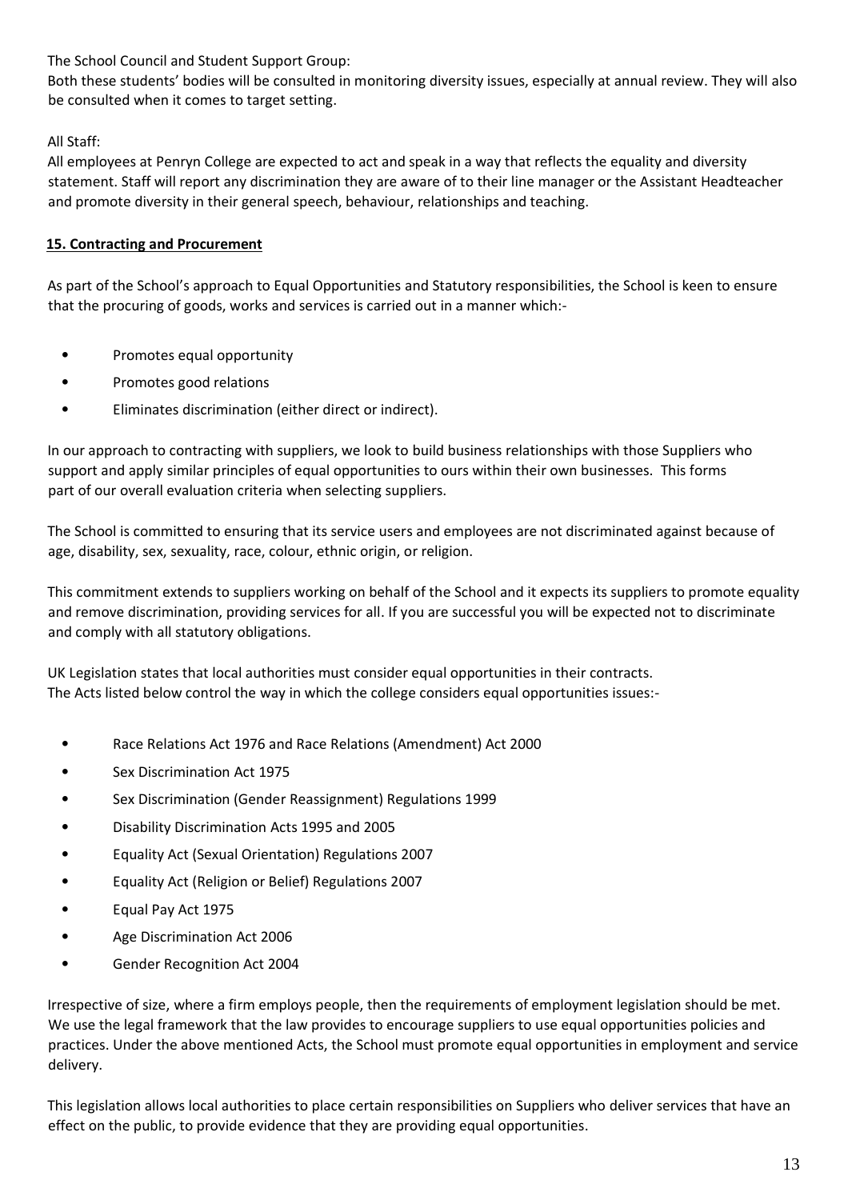The School Council and Student Support Group:

Both these students' bodies will be consulted in monitoring diversity issues, especially at annual review. They will also be consulted when it comes to target setting.

All Staff:

All employees at Penryn College are expected to act and speak in a way that reflects the equality and diversity statement. Staff will report any discrimination they are aware of to their line manager or the Assistant Headteacher and promote diversity in their general speech, behaviour, relationships and teaching.

## 15. Contracting and Procurement

As part of the School's approach to Equal Opportunities and Statutory responsibilities, the School is keen to ensure that the procuring of goods, works and services is carried out in a manner which:-

- Promotes equal opportunity
- Promotes good relations
- Eliminates discrimination (either direct or indirect).

In our approach to contracting with suppliers, we look to build business relationships with those Suppliers who support and apply similar principles of equal opportunities to ours within their own businesses. This forms part of our overall evaluation criteria when selecting suppliers.

The School is committed to ensuring that its service users and employees are not discriminated against because of age, disability, sex, sexuality, race, colour, ethnic origin, or religion.

This commitment extends to suppliers working on behalf of the School and it expects its suppliers to promote equality and remove discrimination, providing services for all. If you are successful you will be expected not to discriminate and comply with all statutory obligations.

UK Legislation states that local authorities must consider equal opportunities in their contracts.
The Acts listed below control the way in which the college considers equal opportunities issues:-

- Race Relations Act 1976 and Race Relations (Amendment) Act 2000
- Sex Discrimination Act 1975
- Sex Discrimination (Gender Reassignment) Regulations 1999
- Disability Discrimination Acts 1995 and 2005
- Equality Act (Sexual Orientation) Regulations 2007
- Equality Act (Religion or Belief) Regulations 2007
- Equal Pay Act 1975
- Age Discrimination Act 2006
- Gender Recognition Act 2004

Irrespective of size, where a firm employs people, then the requirements of employment legislation should be met. We use the legal framework that the law provides to encourage suppliers to use equal opportunities policies and practices. Under the above mentioned Acts, the School must promote equal opportunities in employment and service delivery.

This legislation allows local authorities to place certain responsibilities on Suppliers who deliver services that have an effect on the public, to provide evidence that they are providing equal opportunities.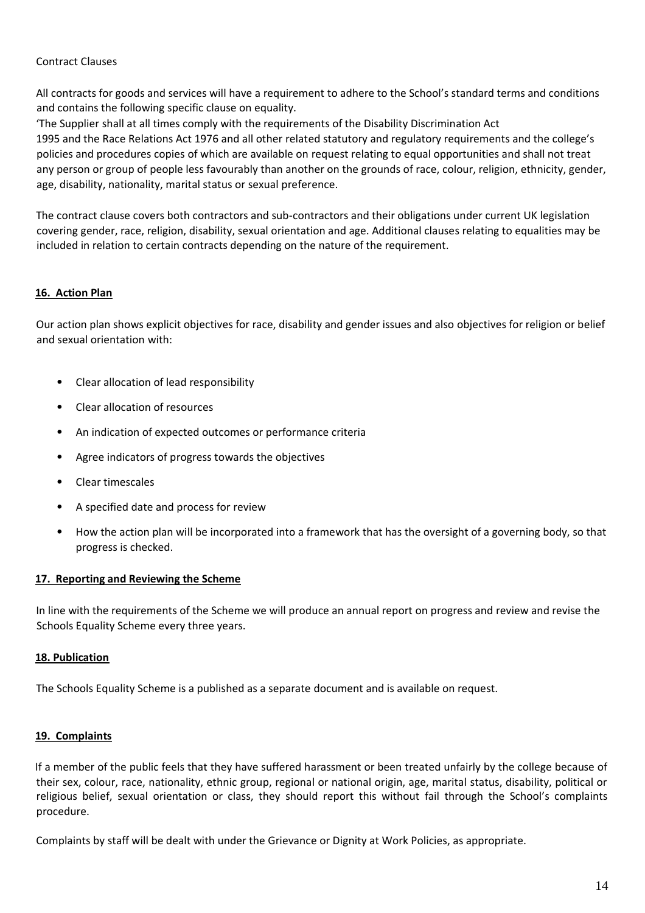Contract Clauses

All contracts for goods and services will have a requirement to adhere to the School's standard terms and conditions and contains the following specific clause on equality.

'The Supplier shall at all times comply with the requirements of the Disability Discrimination Act 1995 and the Race Relations Act 1976 and all other related statutory and regulatory requirements and the college's policies and procedures copies of which are available on request relating to equal opportunities and shall not treat any person or group of people less favourably than another on the grounds of race, colour, religion, ethnicity, gender, age, disability, nationality, marital status or sexual preference.

The contract clause covers both contractors and sub-contractors and their obligations under current UK legislation covering gender, race, religion, disability, sexual orientation and age. Additional clauses relating to equalities may be included in relation to certain contracts depending on the nature of the requirement.

## 16. Action Plan

Our action plan shows explicit objectives for race, disability and gender issues and also objectives for religion or belief and sexual orientation with:

- Clear allocation of lead responsibility
- Clear allocation of resources
- An indication of expected outcomes or performance criteria
- Agree indicators of progress towards the objectives
- Clear timescales
- A specified date and process for review
- How the action plan will be incorporated into a framework that has the oversight of a governing body, so that progress is checked.

## 17. Reporting and Reviewing the Scheme

In line with the requirements of the Scheme we will produce an annual report on progress and review and revise the Schools Equality Scheme every three years.

## 18. Publication

The Schools Equality Scheme is a published as a separate document and is available on request.

## 19. Complaints

If a member of the public feels that they have suffered harassment or been treated unfairly by the college because of their sex, colour, race, nationality, ethnic group, regional or national origin, age, marital status, disability, political or religious belief, sexual orientation or class, they should report this without fail through the School's complaints procedure.

Complaints by staff will be dealt with under the Grievance or Dignity at Work Policies, as appropriate.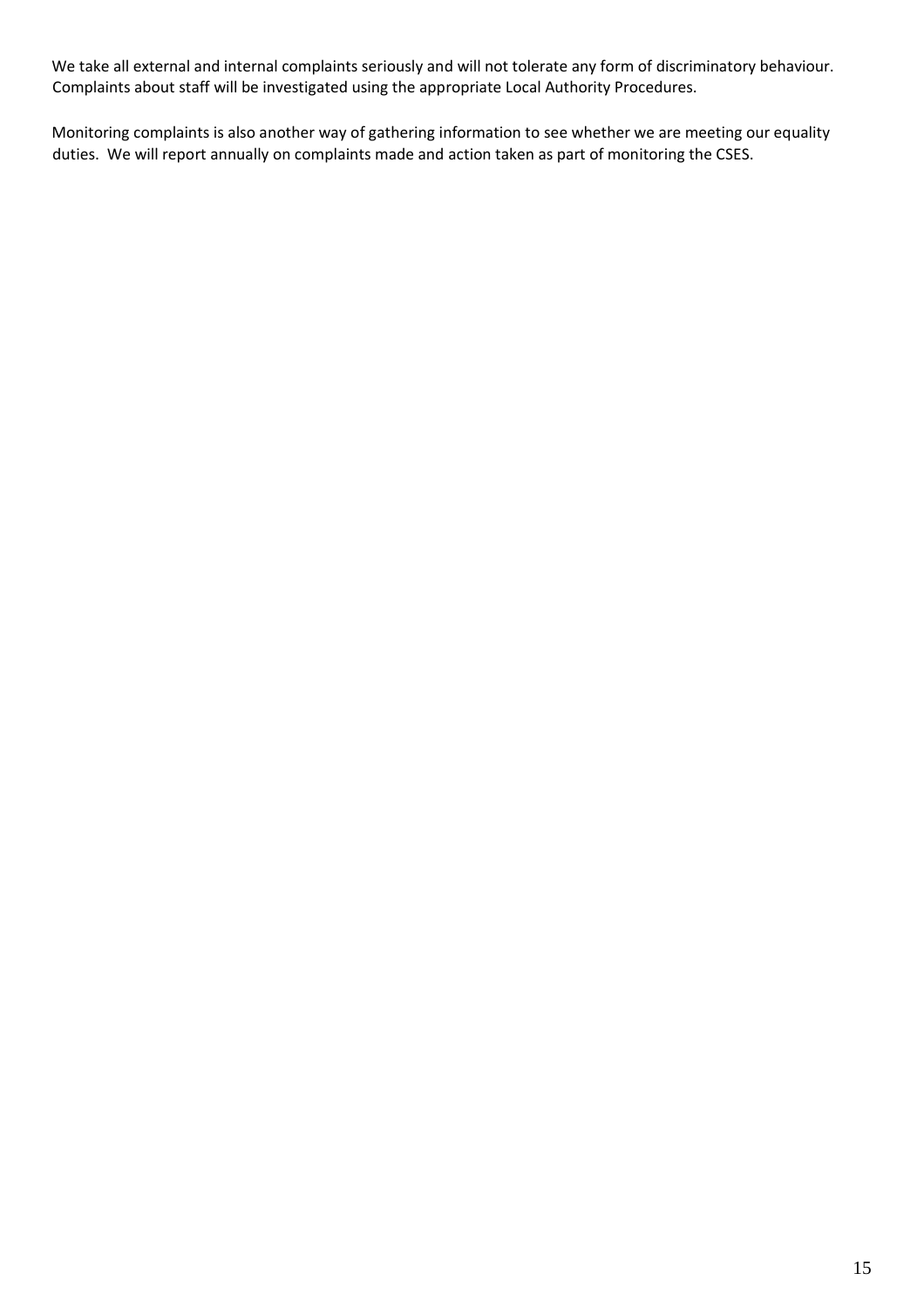We take all external and internal complaints seriously and will not tolerate any form of discriminatory behaviour. Complaints about staff will be investigated using the appropriate Local Authority Procedures.

Monitoring complaints is also another way of gathering information to see whether we are meeting our equality duties. We will report annually on complaints made and action taken as part of monitoring the CSES.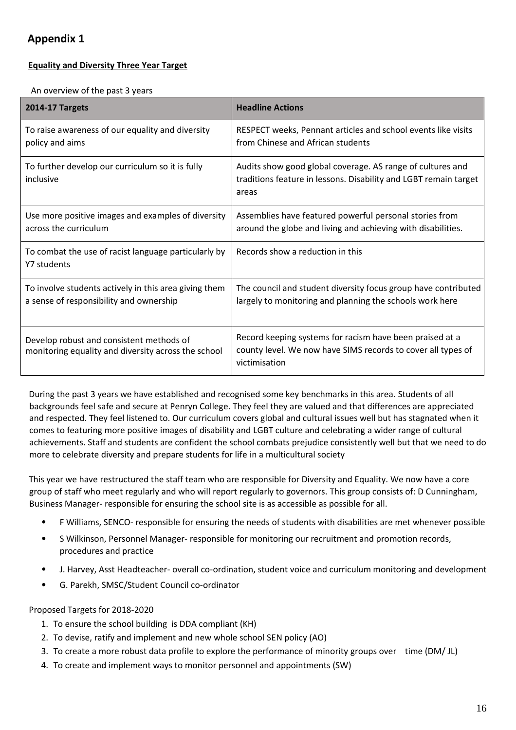## Appendix 1

**Equality and Diversity Three Year Target**

An overview of the past 3 years

| 2014-17 Targets | Headline Actions |
|---|---|
| To raise awareness of our equality and diversity policy and aims | RESPECT weeks, Pennant articles and school events like visits from Chinese and African students |
| To further develop our curriculum so it is fully inclusive | Audits show good global coverage. AS range of cultures and traditions feature in lessons. Disability and LGBT remain target areas |
| Use more positive images and examples of diversity across the curriculum | Assemblies have featured powerful personal stories from around the globe and living and achieving with disabilities. |
| To combat the use of racist language particularly by Y7 students | Records show a reduction in this |
| To involve students actively in this area giving them a sense of responsibility and ownership | The council and student diversity focus group have contributed largely to monitoring and planning the schools work here |
| Develop robust and consistent methods of monitoring equality and diversity across the school | Record keeping systems for racism have been praised at a county level. We now have SIMS records to cover all types of victimisation |

During the past 3 years we have established and recognised some key benchmarks in this area. Students of all backgrounds feel safe and secure at Penryn College. They feel they are valued and that differences are appreciated and respected. They feel listened to. Our curriculum covers global and cultural issues well but has stagnated when it comes to featuring more positive images of disability and LGBT culture and celebrating a wider range of cultural achievements. Staff and students are confident the school combats prejudice consistently well but that we need to do more to celebrate diversity and prepare students for life in a multicultural society

This year we have restructured the staff team who are responsible for Diversity and Equality. We now have a core group of staff who meet regularly and who will report regularly to governors. This group consists of: D Cunningham, Business Manager- responsible for ensuring the school site is as accessible as possible for all.

- F Williams, SENCO- responsible for ensuring the needs of students with disabilities are met whenever possible
- S Wilkinson, Personnel Manager- responsible for monitoring our recruitment and promotion records, procedures and practice
- J. Harvey, Asst Headteacher- overall co-ordination, student voice and curriculum monitoring and development
- G. Parekh, SMSC/Student Council co-ordinator

Proposed Targets for 2018-2020

1. To ensure the school building is DDA compliant (KH)
2. To devise, ratify and implement and new whole school SEN policy (AO)
3. To create a more robust data profile to explore the performance of minority groups over time (DM/ JL)
4. To create and implement ways to monitor personnel and appointments (SW)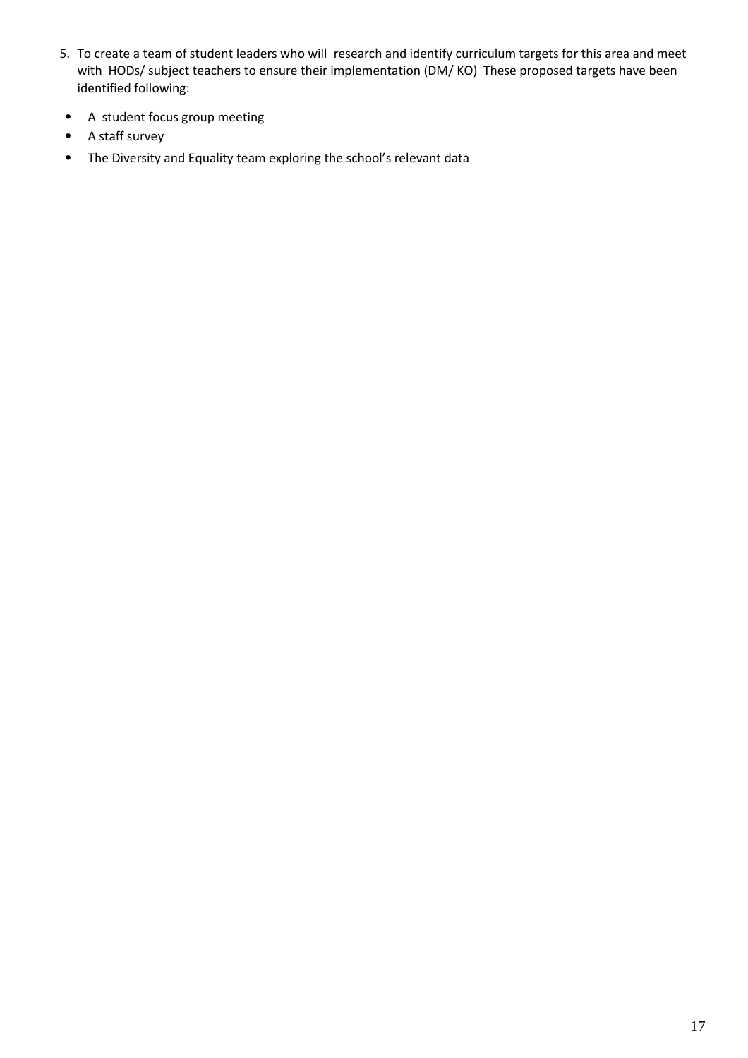5. To create a team of student leaders who will research and identify curriculum targets for this area and meet with HODs/ subject teachers to ensure their implementation (DM/ KO) These proposed targets have been identified following:

- A student focus group meeting
- A staff survey
- The Diversity and Equality team exploring the school's relevant data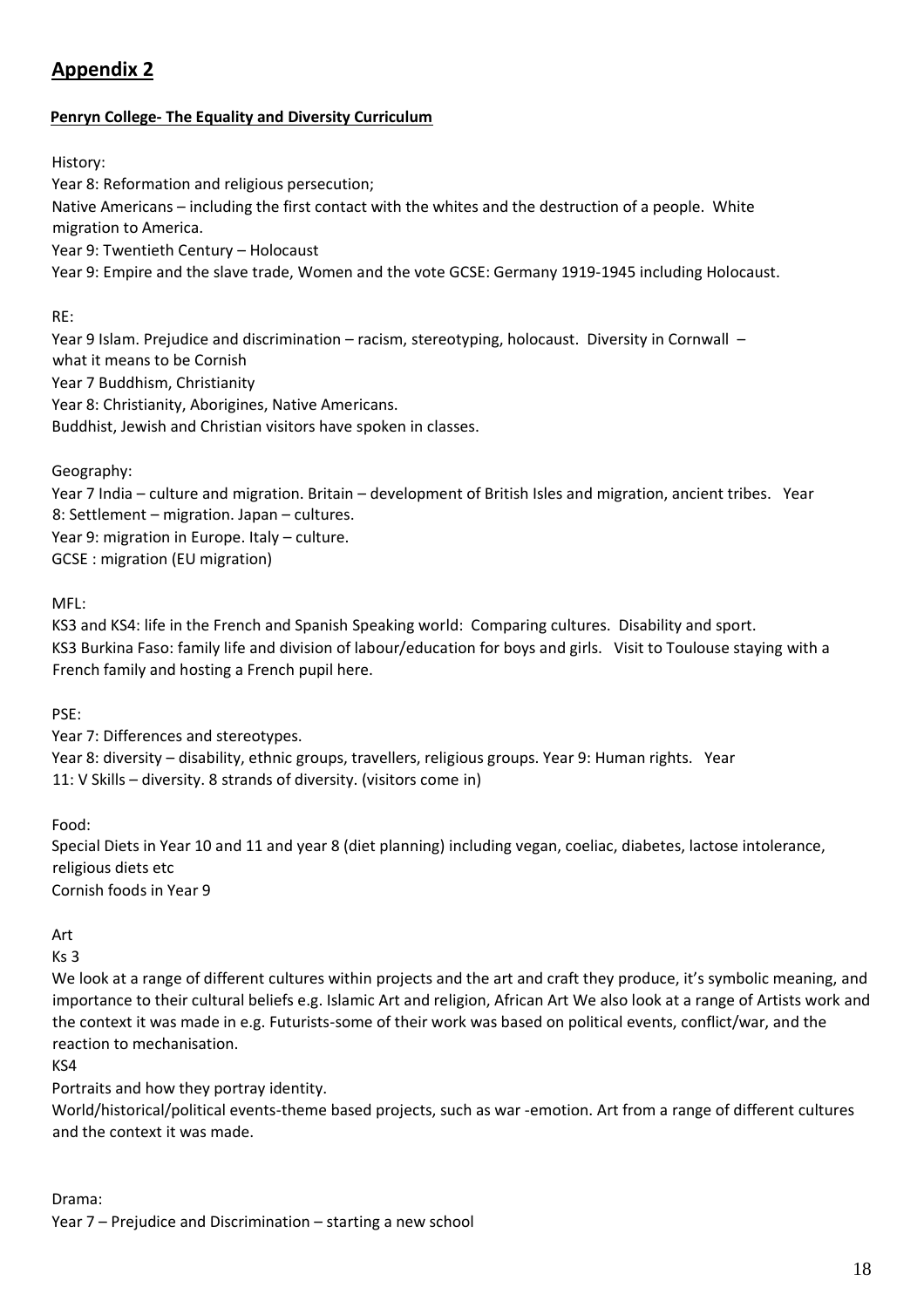# Appendix 2

**Penryn College- The Equality and Diversity Curriculum**

History:

Year 8: Reformation and religious persecution;

Native Americans – including the first contact with the whites and the destruction of a people. White migration to America.

Year 9: Twentieth Century – Holocaust

Year 9: Empire and the slave trade, Women and the vote GCSE: Germany 1919-1945 including Holocaust.

RE:

Year 9 Islam. Prejudice and discrimination – racism, stereotyping, holocaust. Diversity in Cornwall – what it means to be Cornish

Year 7 Buddhism, Christianity

Year 8: Christianity, Aborigines, Native Americans.

Buddhist, Jewish and Christian visitors have spoken in classes.

Geography:

Year 7 India – culture and migration. Britain – development of British Isles and migration, ancient tribes. Year 8: Settlement – migration. Japan – cultures.

Year 9: migration in Europe. Italy – culture.

GCSE : migration (EU migration)

MFL:

KS3 and KS4: life in the French and Spanish Speaking world: Comparing cultures. Disability and sport.

KS3 Burkina Faso: family life and division of labour/education for boys and girls. Visit to Toulouse staying with a French family and hosting a French pupil here.

PSE:

Year 7: Differences and stereotypes.

Year 8: diversity – disability, ethnic groups, travellers, religious groups. Year 9: Human rights. Year 11: V Skills – diversity. 8 strands of diversity. (visitors come in)

Food:

Special Diets in Year 10 and 11 and year 8 (diet planning) including vegan, coeliac, diabetes, lactose intolerance, religious diets etc

Cornish foods in Year 9

Art

Ks 3

We look at a range of different cultures within projects and the art and craft they produce, it's symbolic meaning, and importance to their cultural beliefs e.g. Islamic Art and religion, African Art We also look at a range of Artists work and the context it was made in e.g. Futurists-some of their work was based on political events, conflict/war, and the reaction to mechanisation.

KS4

Portraits and how they portray identity.

World/historical/political events-theme based projects, such as war -emotion. Art from a range of different cultures and the context it was made.

Drama:

Year 7 – Prejudice and Discrimination – starting a new school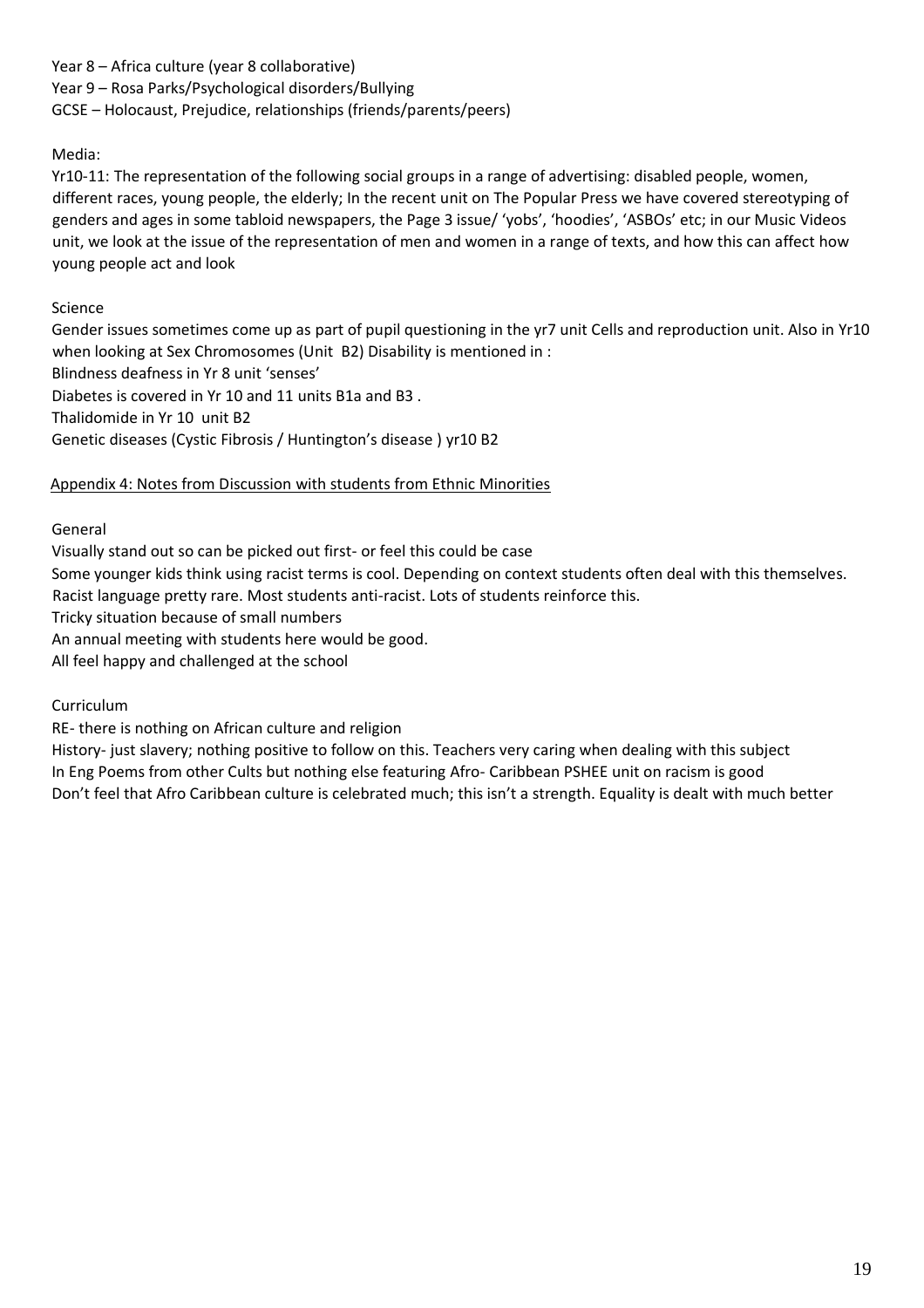Year 8 – Africa culture (year 8 collaborative)
Year 9 – Rosa Parks/Psychological disorders/Bullying
GCSE – Holocaust, Prejudice, relationships (friends/parents/peers)

Media:

Yr10-11: The representation of the following social groups in a range of advertising: disabled people, women, different races, young people, the elderly; In the recent unit on The Popular Press we have covered stereotyping of genders and ages in some tabloid newspapers, the Page 3 issue/ 'yobs', 'hoodies', 'ASBOs' etc; in our Music Videos unit, we look at the issue of the representation of men and women in a range of texts, and how this can affect how young people act and look

Science

Gender issues sometimes come up as part of pupil questioning in the yr7 unit Cells and reproduction unit. Also in Yr10 when looking at Sex Chromosomes (Unit B2) Disability is mentioned in :
Blindness deafness in Yr 8 unit 'senses'
Diabetes is covered in Yr 10 and 11 units B1a and B3 .
Thalidomide in Yr 10 unit B2
Genetic diseases (Cystic Fibrosis / Huntington's disease ) yr10 B2

Appendix 4: Notes from Discussion with students from Ethnic Minorities

General

Visually stand out so can be picked out first- or feel this could be case
Some younger kids think using racist terms is cool. Depending on context students often deal with this themselves. Racist language pretty rare. Most students anti-racist. Lots of students reinforce this.
Tricky situation because of small numbers
An annual meeting with students here would be good.
All feel happy and challenged at the school

Curriculum

RE- there is nothing on African culture and religion
History- just slavery; nothing positive to follow on this. Teachers very caring when dealing with this subject
In Eng Poems from other Cults but nothing else featuring Afro- Caribbean PSHEE unit on racism is good
Don't feel that Afro Caribbean culture is celebrated much; this isn't a strength. Equality is dealt with much better